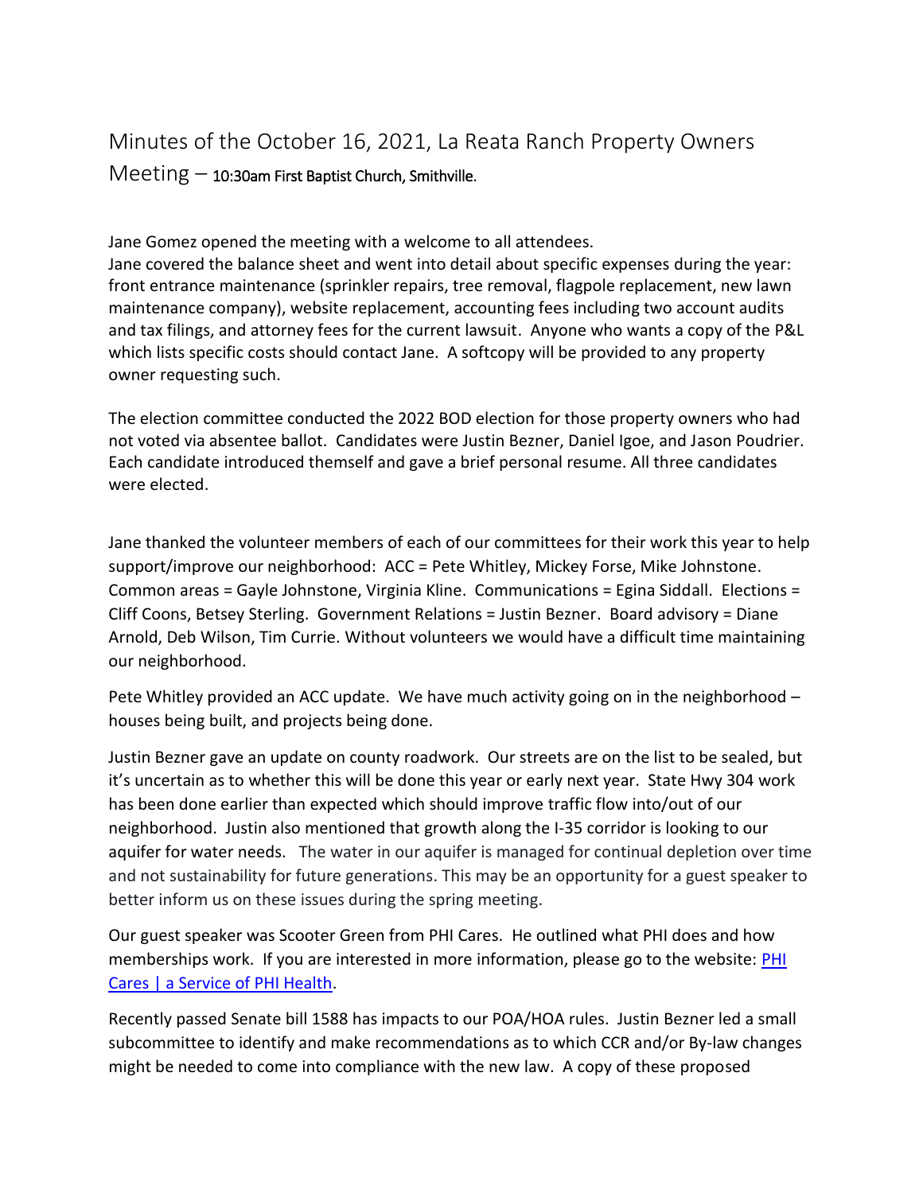# Minutes of the October 16, 2021, La Reata Ranch Property Owners Meeting – 10:30am First Baptist Church, Smithville.

Jane Gomez opened the meeting with a welcome to all attendees.
Jane covered the balance sheet and went into detail about specific expenses during the year: front entrance maintenance (sprinkler repairs, tree removal, flagpole replacement, new lawn maintenance company), website replacement, accounting fees including two account audits and tax filings, and attorney fees for the current lawsuit. Anyone who wants a copy of the P&L which lists specific costs should contact Jane. A softcopy will be provided to any property owner requesting such.

The election committee conducted the 2022 BOD election for those property owners who had not voted via absentee ballot. Candidates were Justin Bezner, Daniel Igoe, and Jason Poudrier. Each candidate introduced themself and gave a brief personal resume. All three candidates were elected.

Jane thanked the volunteer members of each of our committees for their work this year to help support/improve our neighborhood: ACC = Pete Whitley, Mickey Forse, Mike Johnstone. Common areas = Gayle Johnstone, Virginia Kline. Communications = Egina Siddall. Elections = Cliff Coons, Betsey Sterling. Government Relations = Justin Bezner. Board advisory = Diane Arnold, Deb Wilson, Tim Currie. Without volunteers we would have a difficult time maintaining our neighborhood.

Pete Whitley provided an ACC update. We have much activity going on in the neighborhood – houses being built, and projects being done.

Justin Bezner gave an update on county roadwork. Our streets are on the list to be sealed, but it's uncertain as to whether this will be done this year or early next year. State Hwy 304 work has been done earlier than expected which should improve traffic flow into/out of our neighborhood. Justin also mentioned that growth along the I-35 corridor is looking to our aquifer for water needs. The water in our aquifer is managed for continual depletion over time and not sustainability for future generations. This may be an opportunity for a guest speaker to better inform us on these issues during the spring meeting.

Our guest speaker was Scooter Green from PHI Cares. He outlined what PHI does and how memberships work. If you are interested in more information, please go to the website: [PHI Cares | a Service of PHI Health](PHI Cares | a Service of PHI Health).

Recently passed Senate bill 1588 has impacts to our POA/HOA rules. Justin Bezner led a small subcommittee to identify and make recommendations as to which CCR and/or By-law changes might be needed to come into compliance with the new law. A copy of these proposed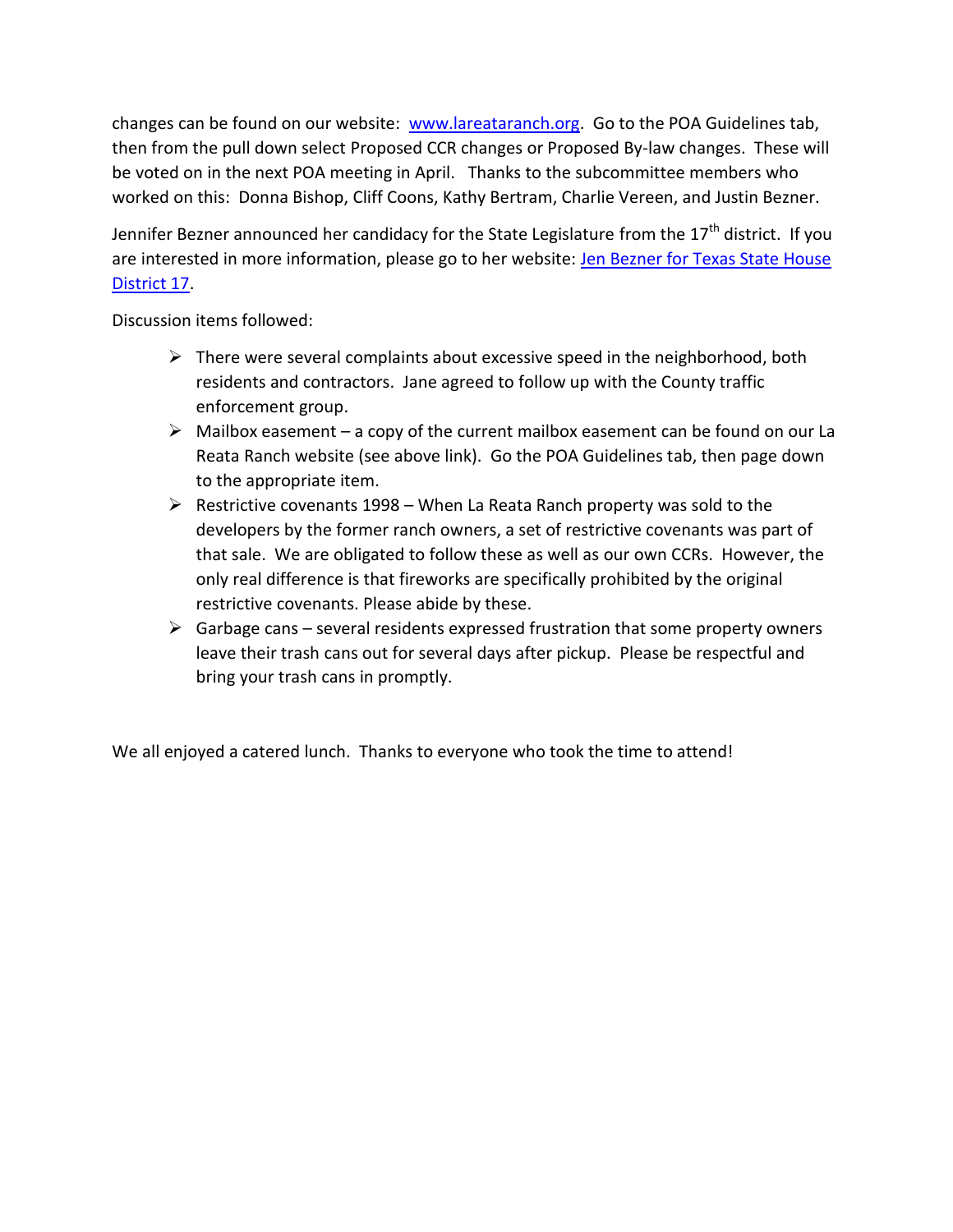changes can be found on our website: [www.lareataranch.org](www.lareataranch.org). Go to the POA Guidelines tab, then from the pull down select Proposed CCR changes or Proposed By-law changes. These will be voted on in the next POA meeting in April. Thanks to the subcommittee members who worked on this: Donna Bishop, Cliff Coons, Kathy Bertram, Charlie Vereen, and Justin Bezner.

Jennifer Bezner announced her candidacy for the State Legislature from the 17th district. If you are interested in more information, please go to her website: Jen Bezner for Texas State House District 17.

Discussion items followed:

- There were several complaints about excessive speed in the neighborhood, both residents and contractors. Jane agreed to follow up with the County traffic enforcement group.
- Mailbox easement – a copy of the current mailbox easement can be found on our La Reata Ranch website (see above link). Go the POA Guidelines tab, then page down to the appropriate item.
- Restrictive covenants 1998 – When La Reata Ranch property was sold to the developers by the former ranch owners, a set of restrictive covenants was part of that sale. We are obligated to follow these as well as our own CCRs. However, the only real difference is that fireworks are specifically prohibited by the original restrictive covenants. Please abide by these.
- Garbage cans – several residents expressed frustration that some property owners leave their trash cans out for several days after pickup. Please be respectful and bring your trash cans in promptly.

We all enjoyed a catered lunch. Thanks to everyone who took the time to attend!